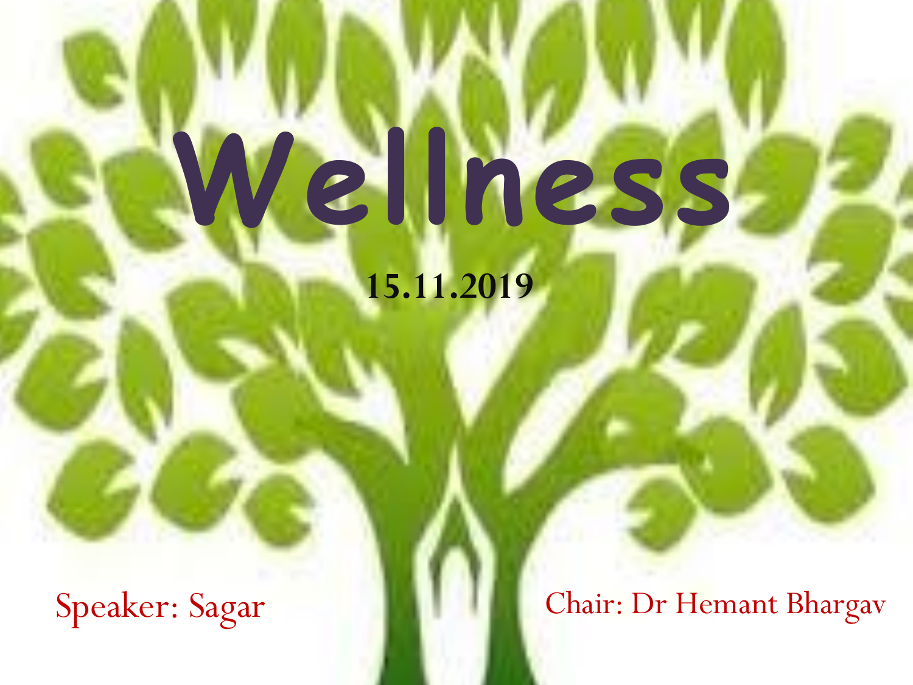# Wellness

**15.11.2019**

Speaker: Sagar

Chair: Dr Hemant Bhargav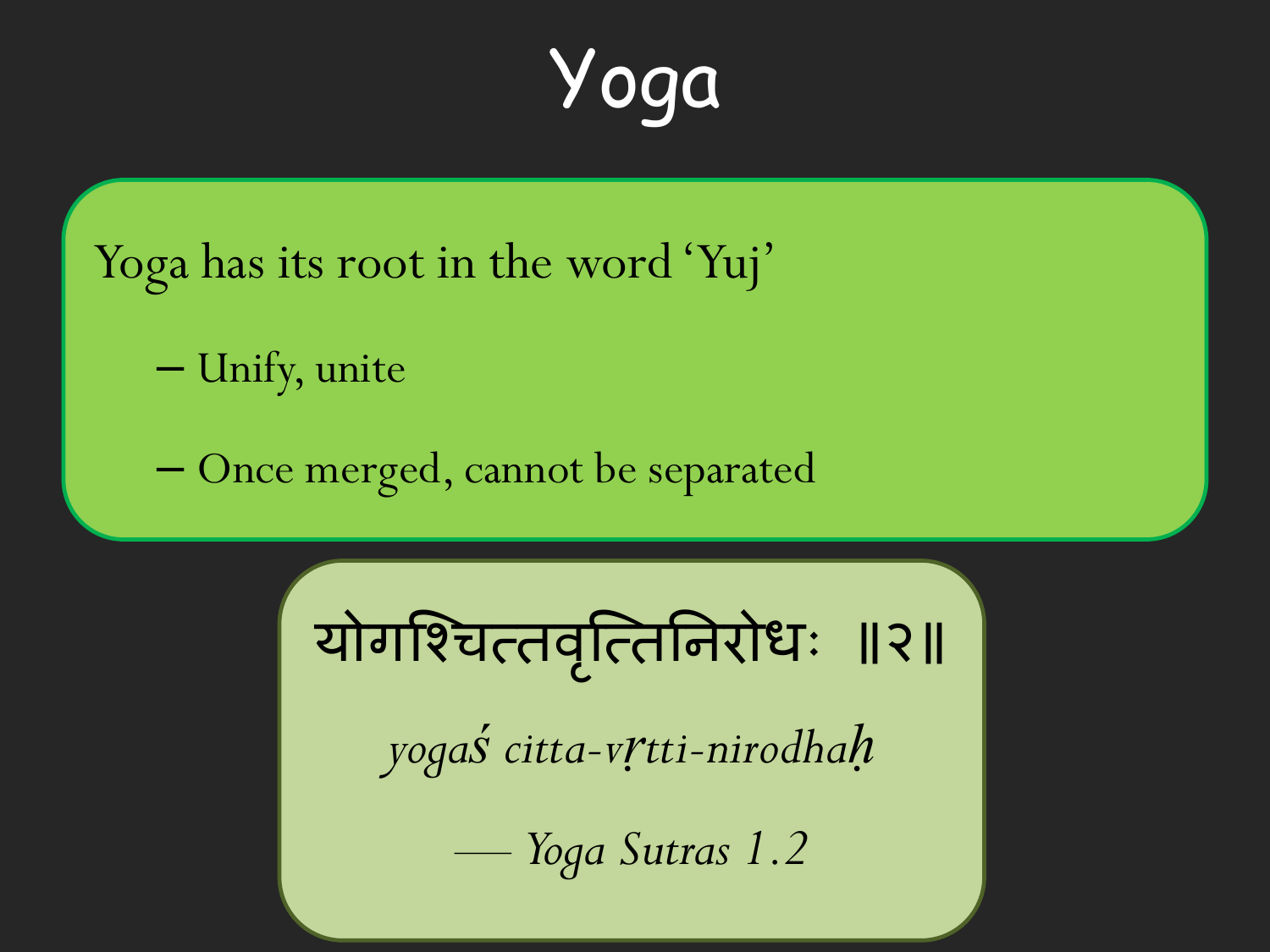# Yoga

Yoga has its root in the word 'Yuj'

- Unify, unite
- Once merged, cannot be separated

योगश्चित्तवृत्तिनिरोधः ॥२॥

*yogaś citta-vṛtti-nirodhaḥ*

— *Yoga Sutras 1.2*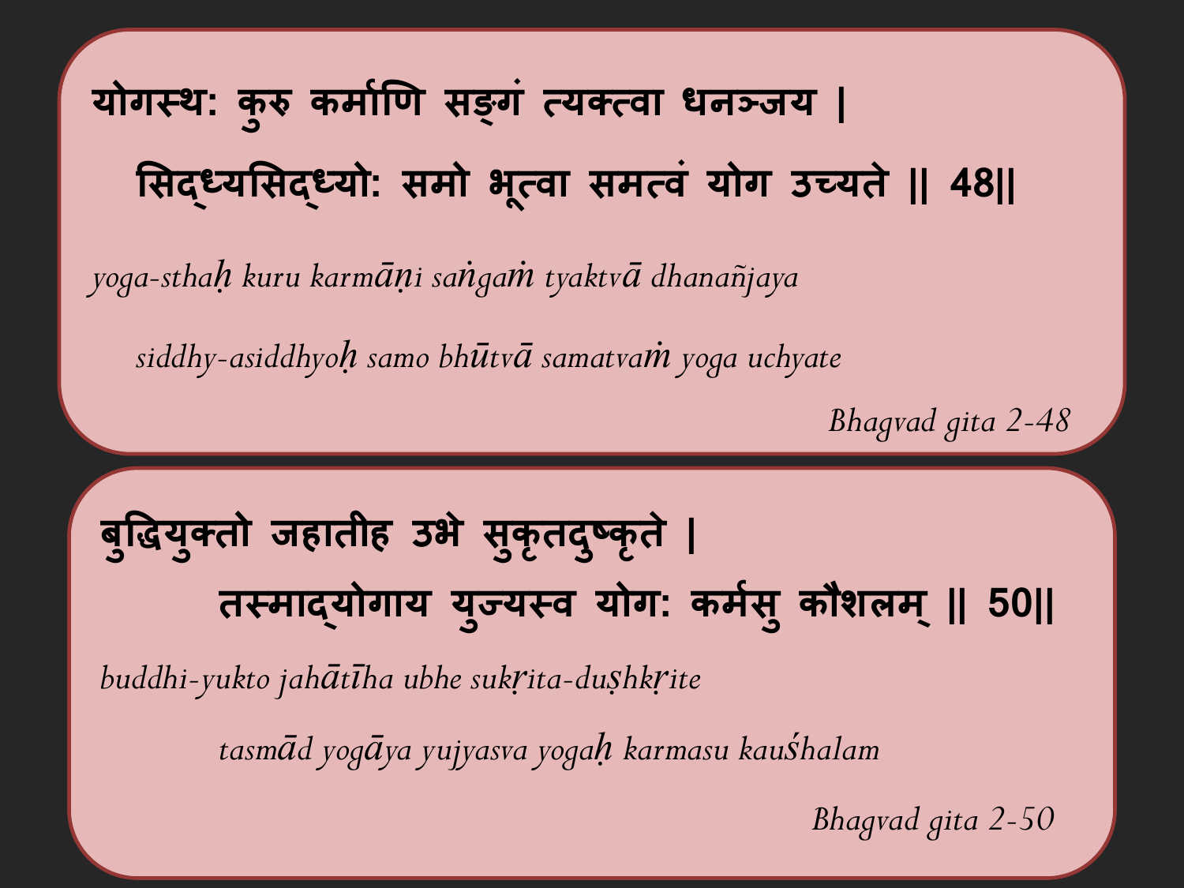**योगस्थ: कुरु कर्माणि सङ्गं त्यक्त्वा धनञ्जय |**

**सिद्ध्यसिद्ध्यो: समो भूत्वा समत्वं योग उच्यते || 48||**

*yoga-sthaḥ kuru karmāṇi saṅgaṁ tyaktvā dhanañjaya*

*siddhy-asiddhyoḥ samo bhūtvā samatvaṁ yoga uchyate*

*Bhagvad gita 2-48*

**बुद्धियुक्तो जहातीह उभे सुकृतदुष्कृते |**

**तस्माद्योगाय युज्यस्व योग: कर्मसु कौशलम् || 50||**

*buddhi-yukto jahātīha ubhe sukṛita-duṣhkṛite*

*tasmād yogāya yujyasva yogaḥ karmasu kauśhalam*

*Bhagvad gita 2-50*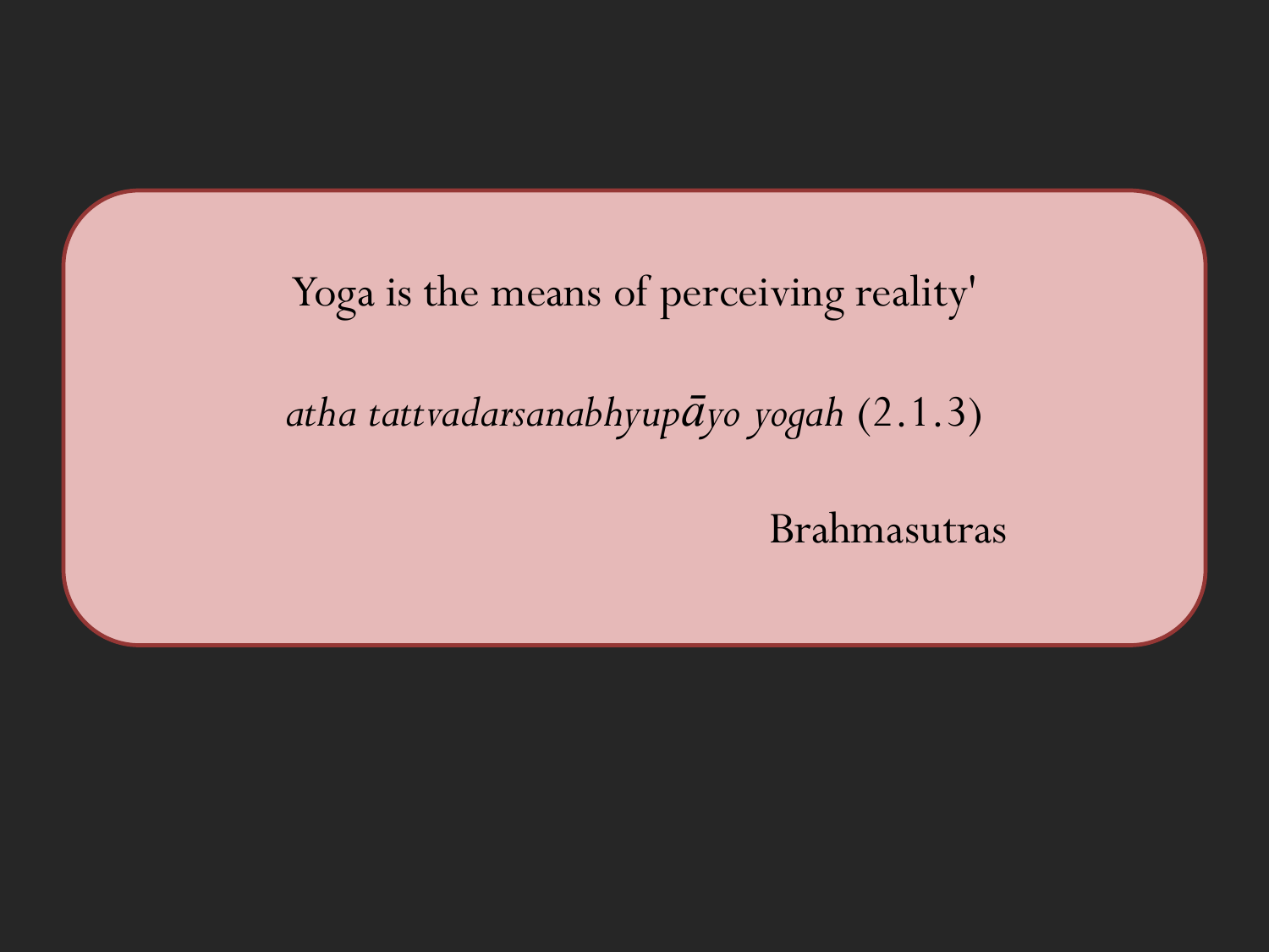Yoga is the means of perceiving reality'

*atha tattvadarsanabhyupāyo yogah* (2.1.3)

Brahmasutras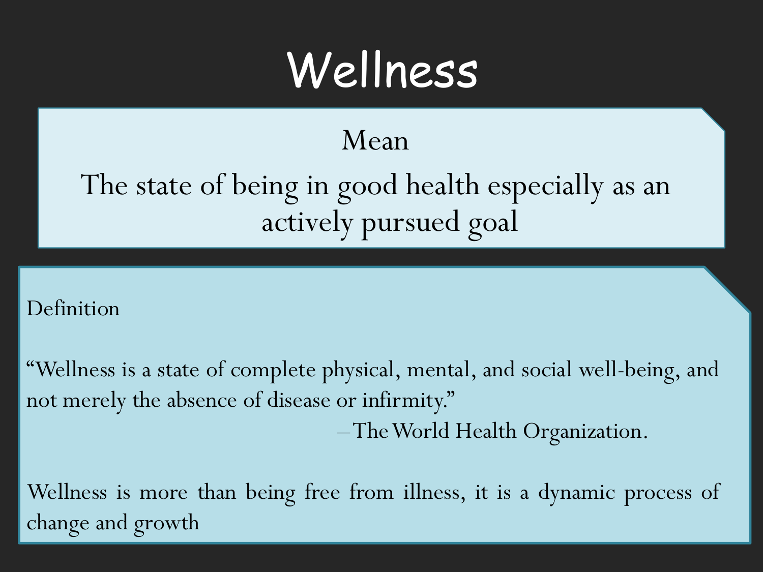# Wellness

Mean

The state of being in good health especially as an actively pursued goal

Definition

"Wellness is a state of complete physical, mental, and social well-being, and not merely the absence of disease or infirmity."

– The World Health Organization.

Wellness is more than being free from illness, it is a dynamic process of change and growth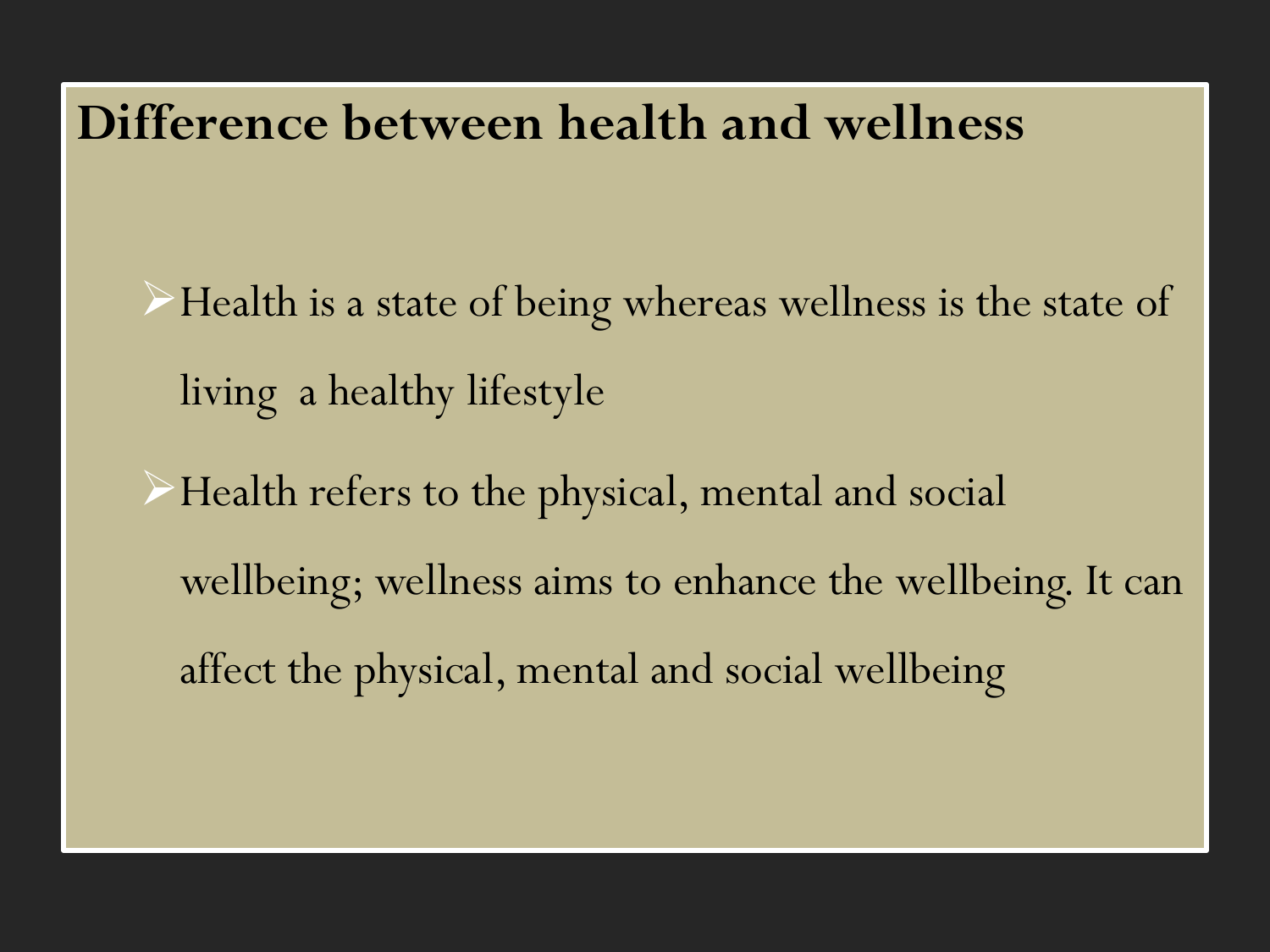# Difference between health and wellness

- Health is a state of being whereas wellness is the state of living  a healthy lifestyle
- Health refers to the physical, mental and social wellbeing; wellness aims to enhance the wellbeing. It can affect the physical, mental and social wellbeing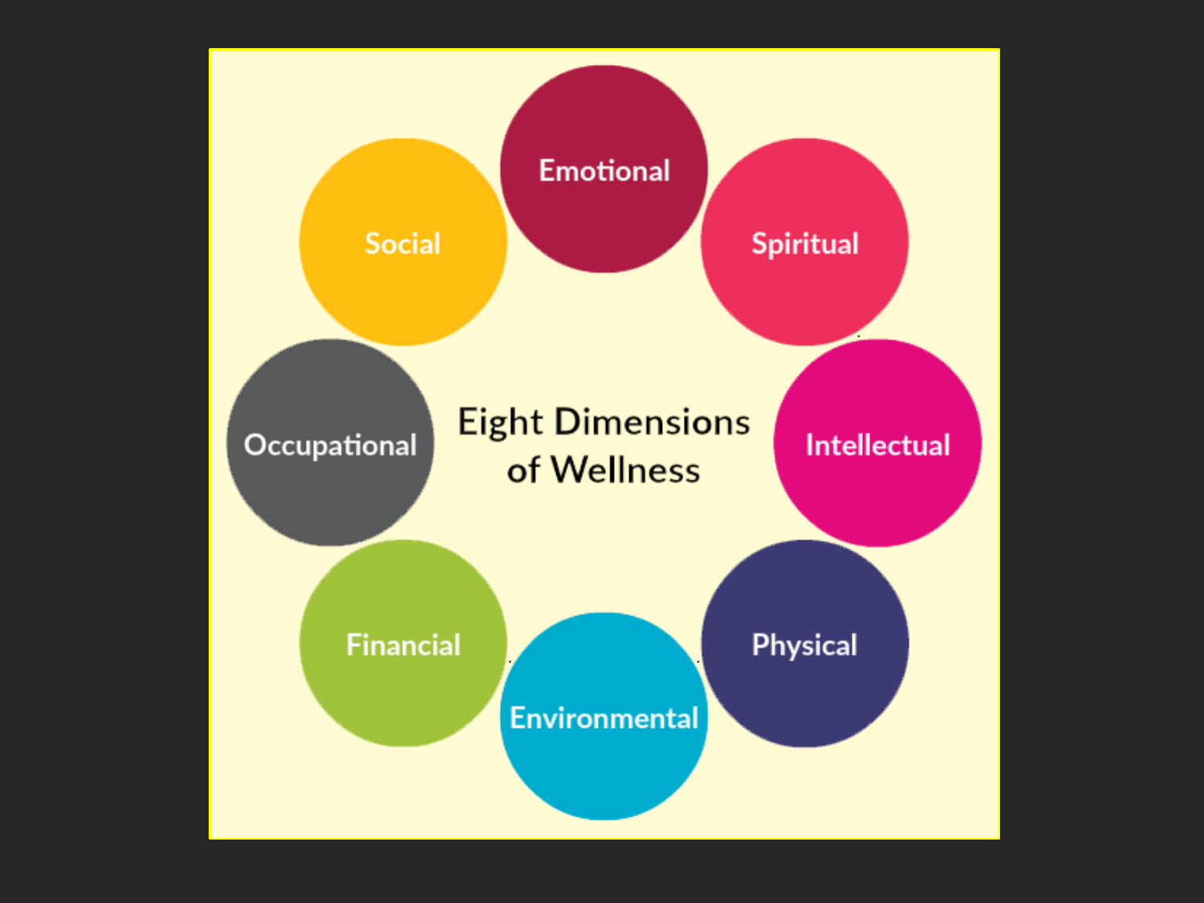# Eight Dimensions of Wellness

- Emotional
- Spiritual
- Intellectual
- Physical
- Environmental
- Financial
- Occupational
- Social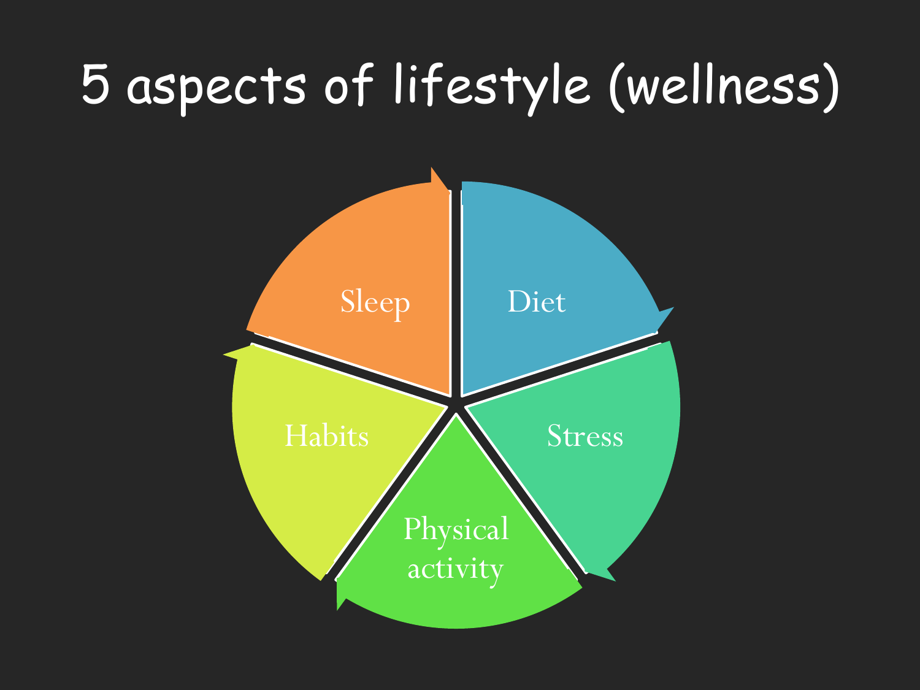# 5 aspects of lifestyle (wellness)

- Sleep
- Diet
- Stress
- Physical activity
- Habits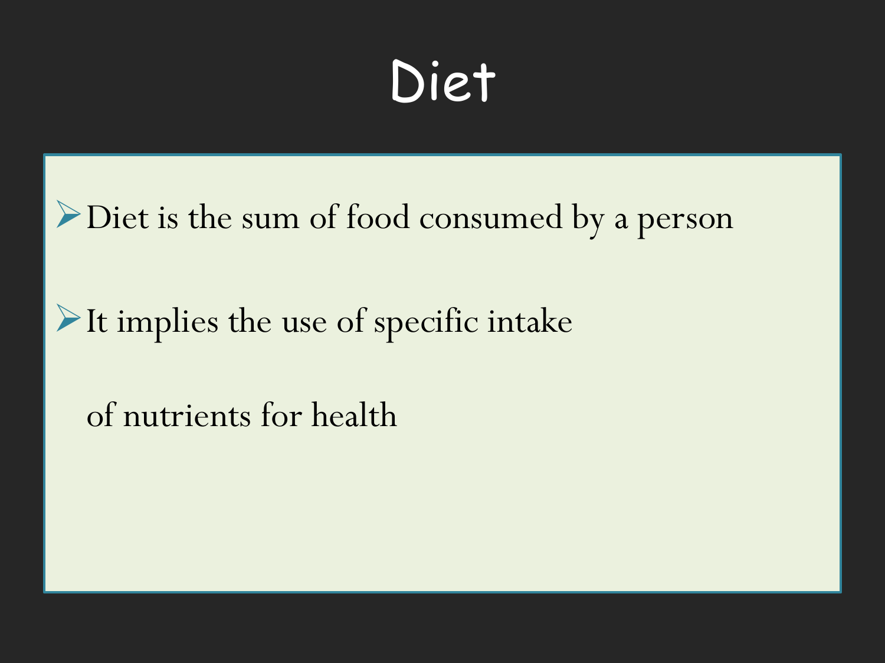# Diet

- Diet is the sum of food consumed by a person
- It implies the use of specific intake of nutrients for health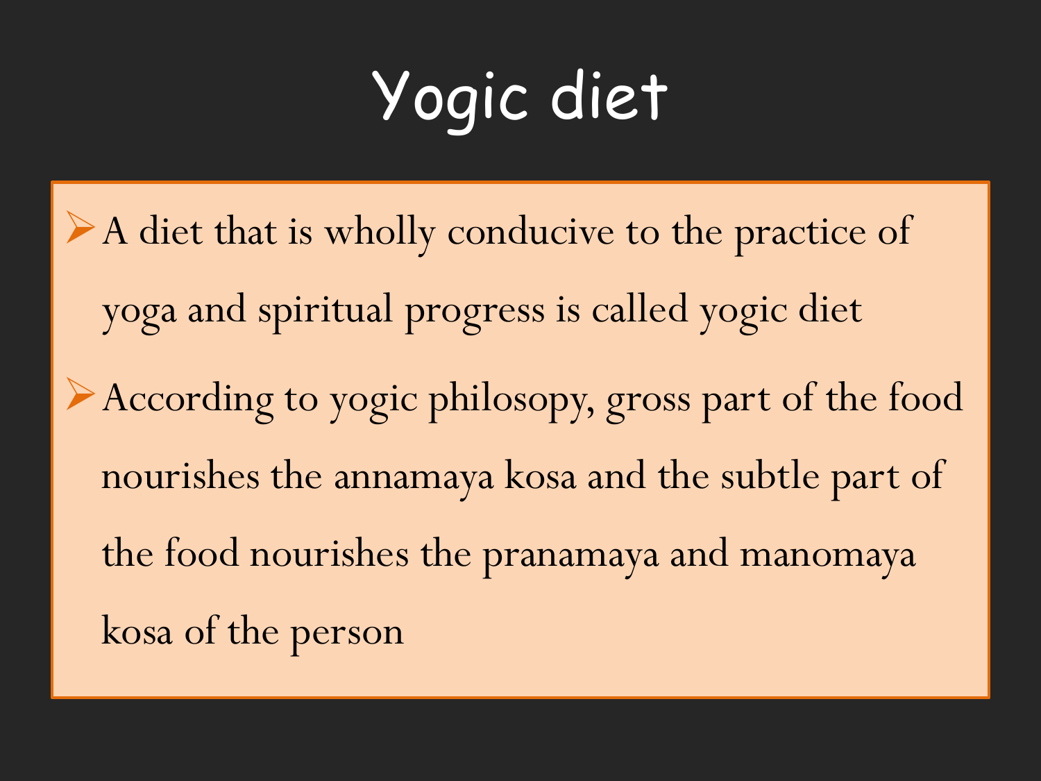# Yogic diet

- A diet that is wholly conducive to the practice of yoga and spiritual progress is called yogic diet
- According to yogic philosopy, gross part of the food nourishes the annamaya kosa and the subtle part of the food nourishes the pranamaya and manomaya kosa of the person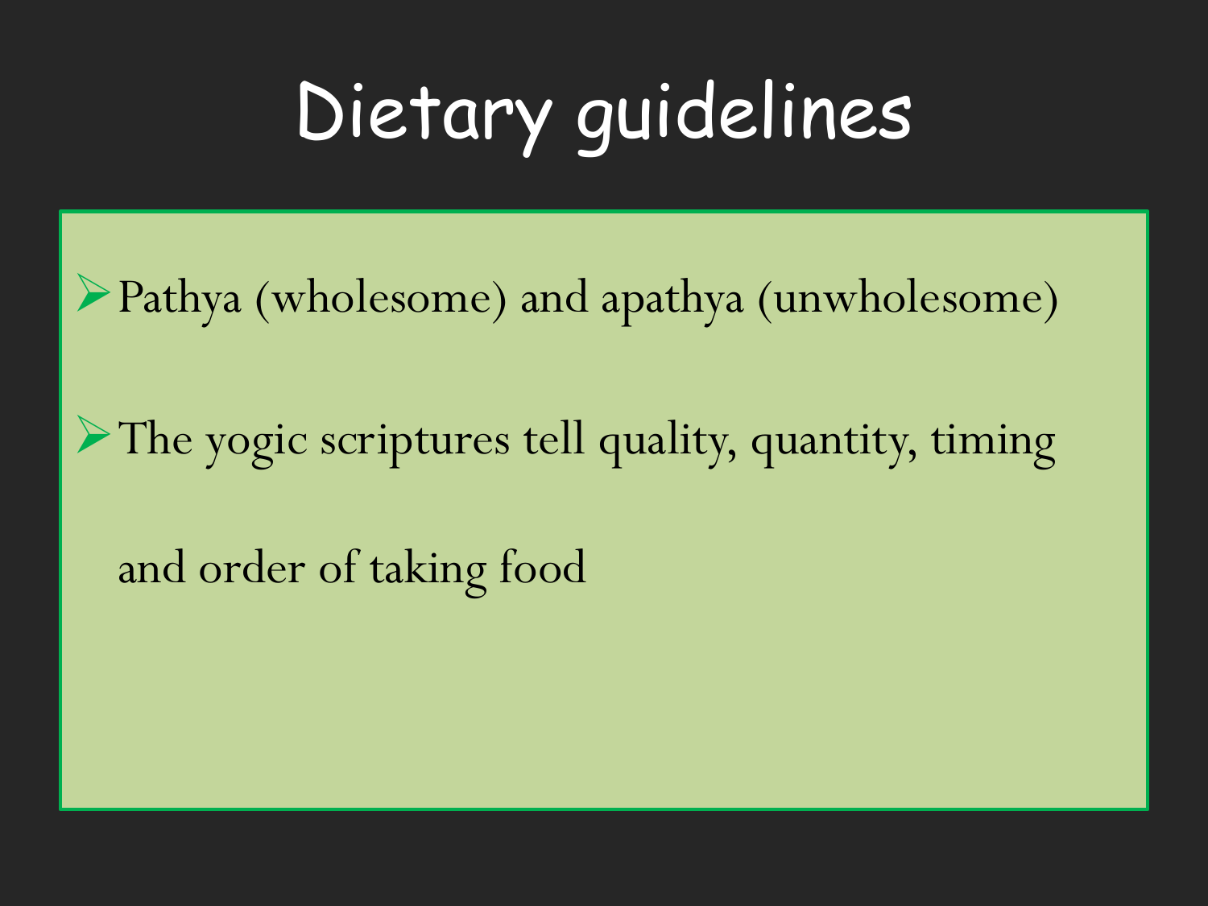# Dietary guidelines

- Pathya (wholesome) and apathya (unwholesome)
- The yogic scriptures tell quality, quantity, timing and order of taking food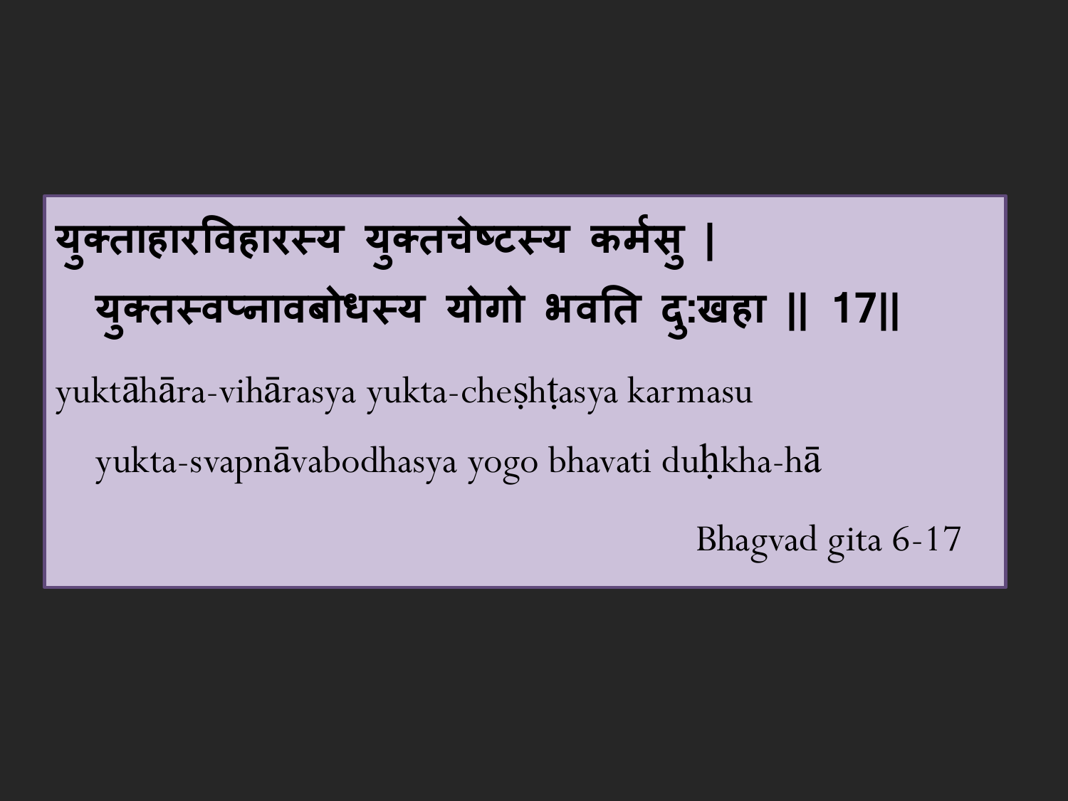युक्ताहारविहारस्य युक्तचेष्टस्य कर्मसु |
युक्तस्वप्नावबोधस्य योगो भवति दु:खहा || 17||

yuktāhāra-vihārasya yukta-cheṣhṭasya karmasu
yukta-svapnāvabodhasya yogo bhavati duḥkha-hā

Bhagvad gita 6-17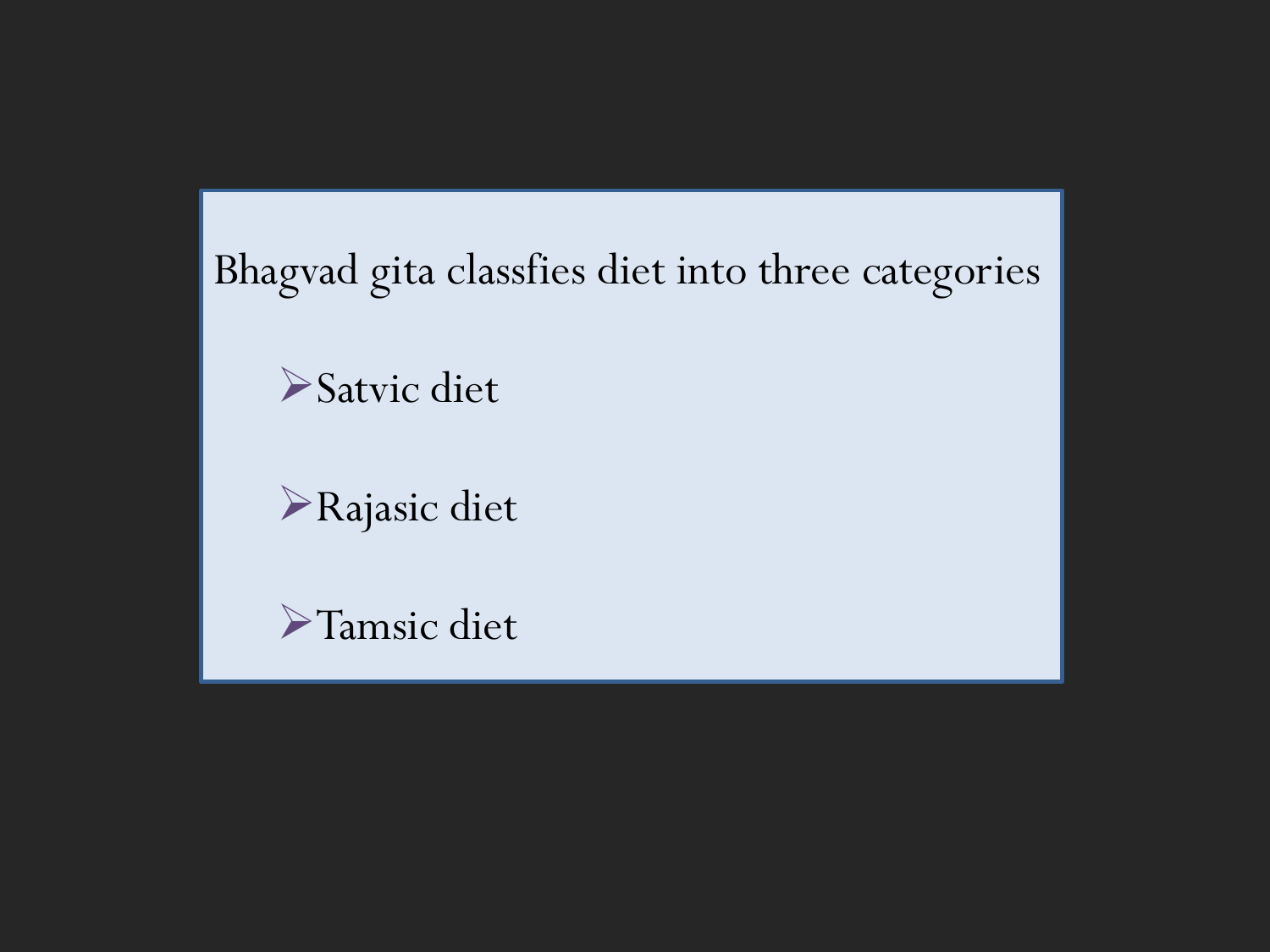Bhagvad gita classfies diet into three categories

- Satvic diet
- Rajasic diet
- Tamsic diet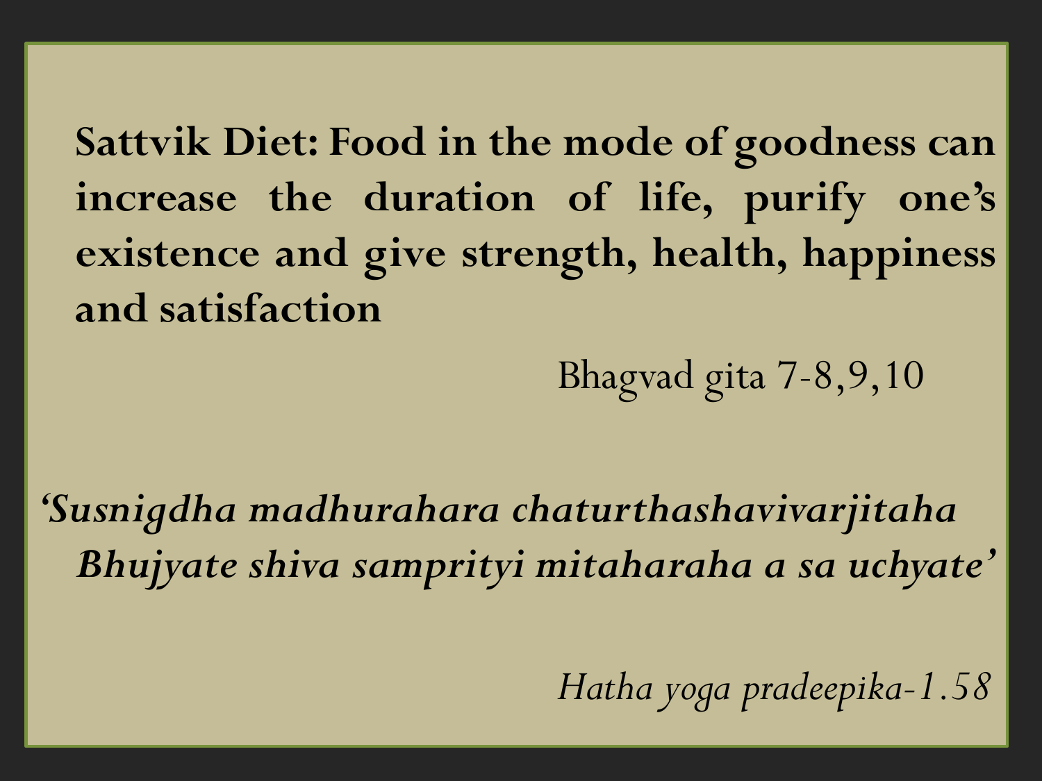**Sattvik Diet: Food in the mode of goodness can increase the duration of life, purify one's existence and give strength, health, happiness and satisfaction**

Bhagvad gita 7-8,9,10

***'Susnigdha madhurahara chaturthashavivarjitaha***
***Bhujyate shiva samprityi mitaharaha a sa uchyate'***

*Hatha yoga pradeepika-1.58*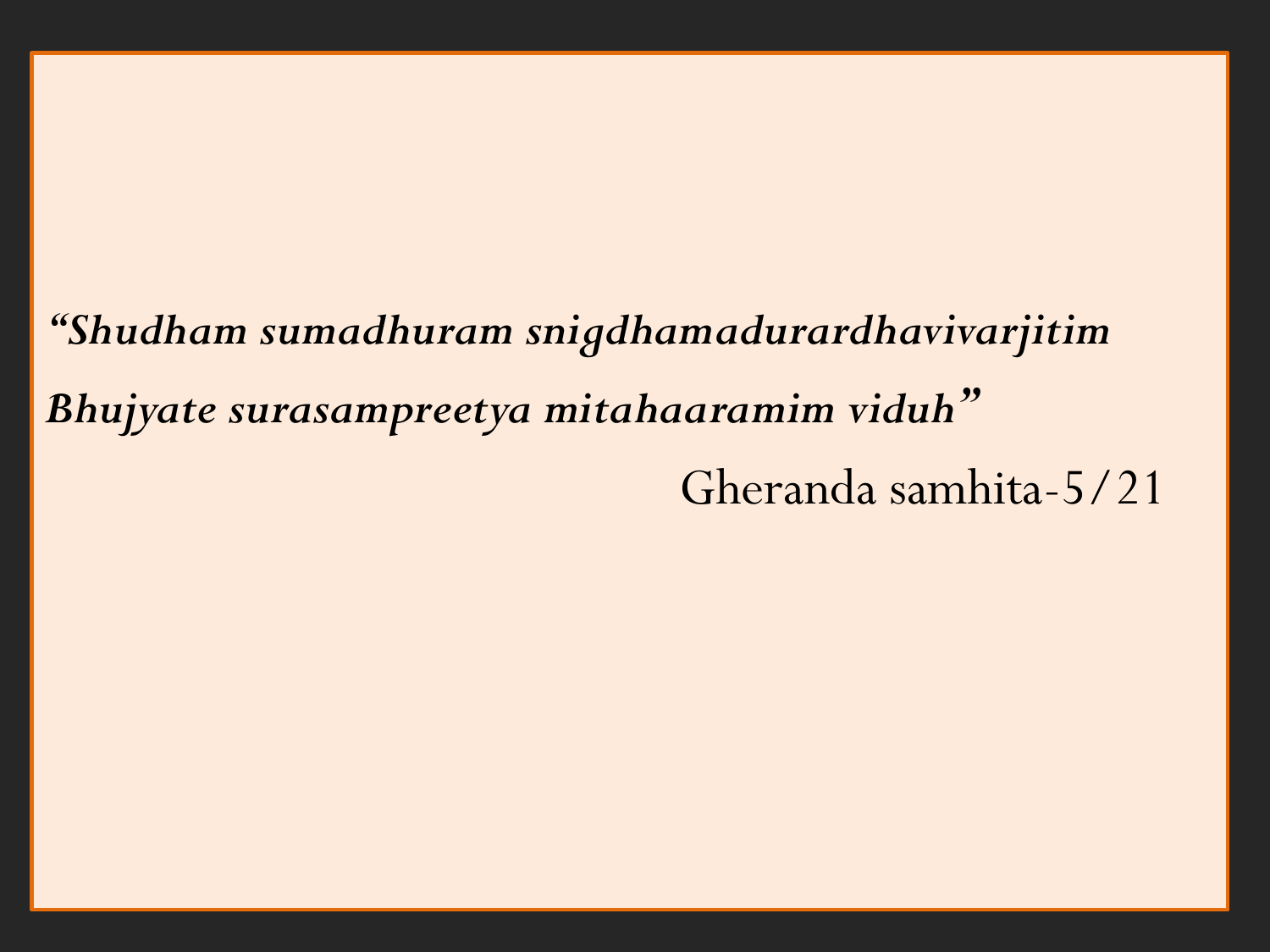***"Shudham sumadhuram snigdhamadurardhavivarjitim***

***Bhujyate surasampreetya mitahaaramim viduh"***

Gheranda samhita-5/21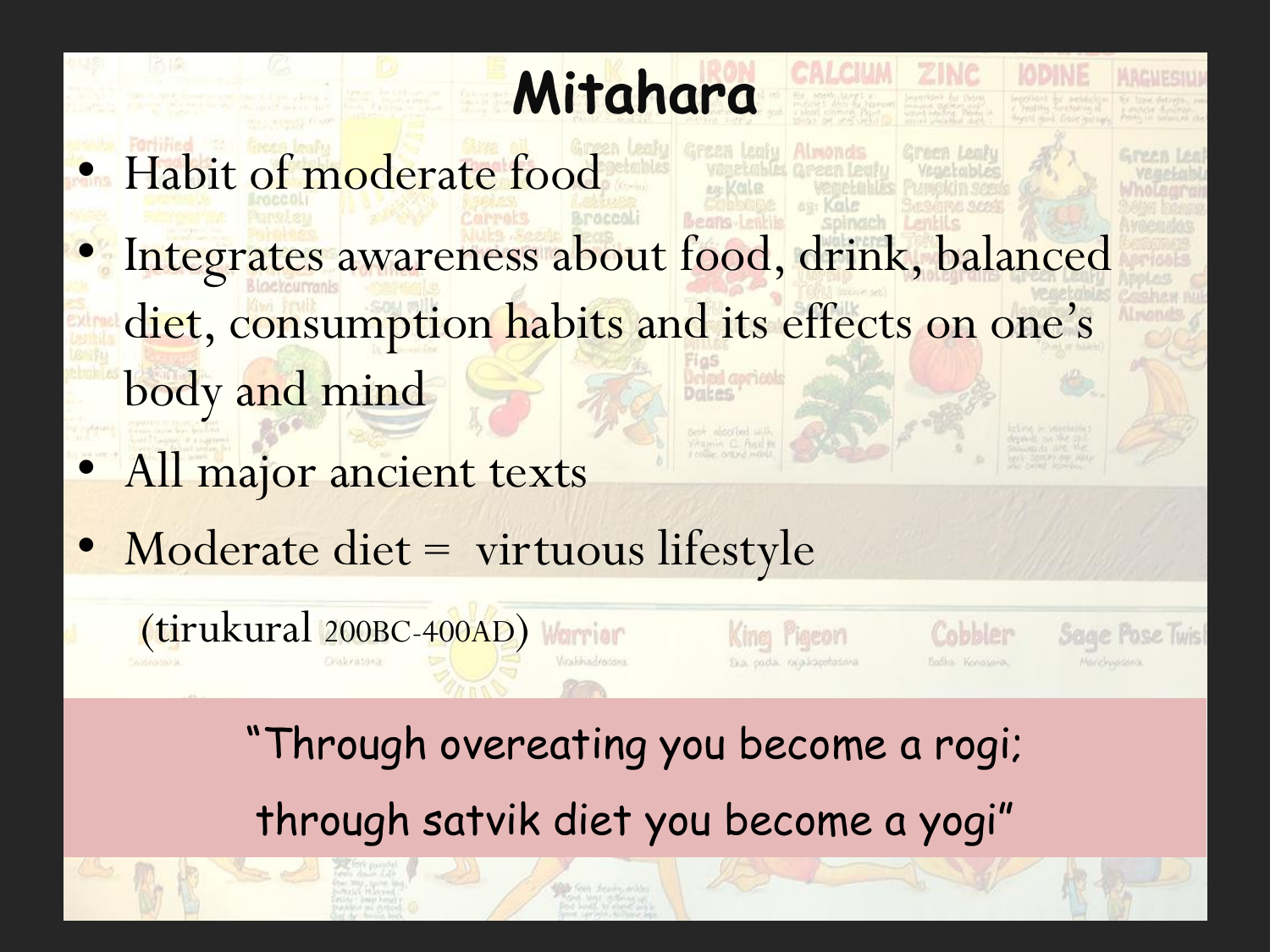# Mitahara

- Habit of moderate food
- Integrates awareness about food, drink, balanced diet, consumption habits and its effects on one's body and mind
- All major ancient texts
- Moderate diet = virtuous lifestyle

  (tirukural 200BC-400AD)

"Through overeating you become a rogi;

through satvik diet you become a yogi"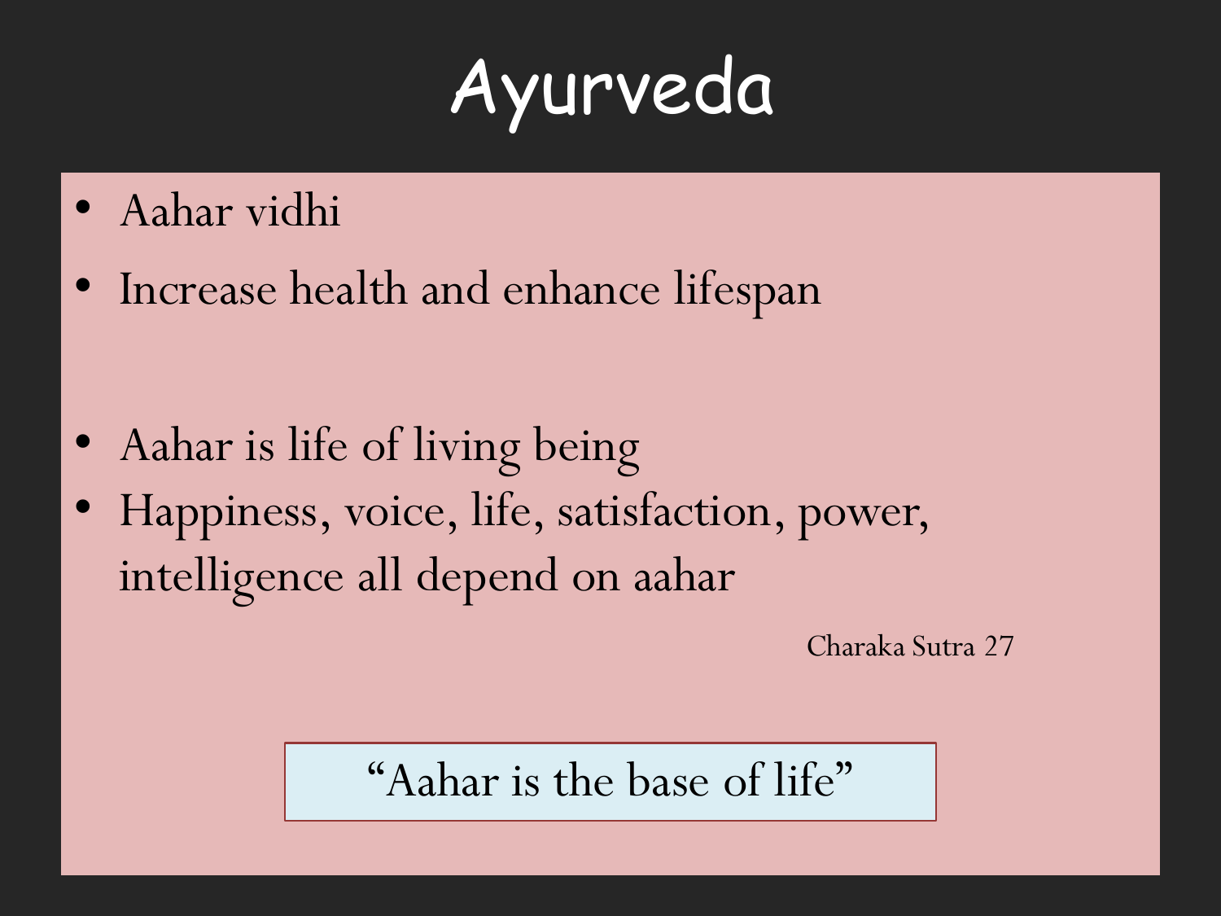# Ayurveda

- Aahar vidhi
- Increase health and enhance lifespan

- Aahar is life of living being
- Happiness, voice, life, satisfaction, power, intelligence all depend on aahar

Charaka Sutra 27

"Aahar is the base of life"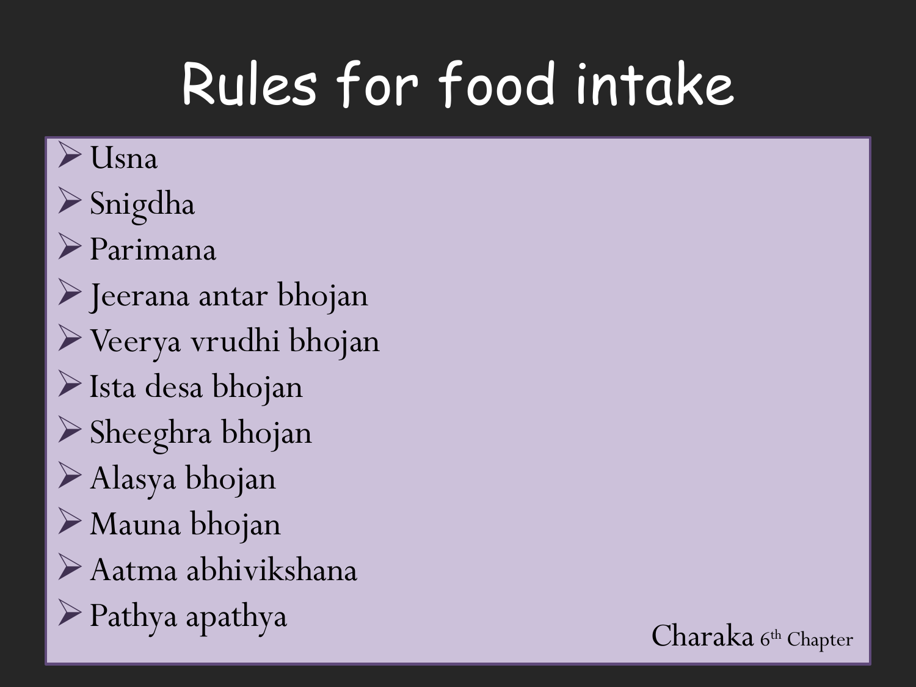# Rules for food intake

- Usna
- Snigdha
- Parimana
- Jeerana antar bhojan
- Veerya vrudhi bhojan
- Ista desa bhojan
- Sheeghra bhojan
- Alasya bhojan
- Mauna bhojan
- Aatma abhivikshana
- Pathya apathya

Charaka 6th Chapter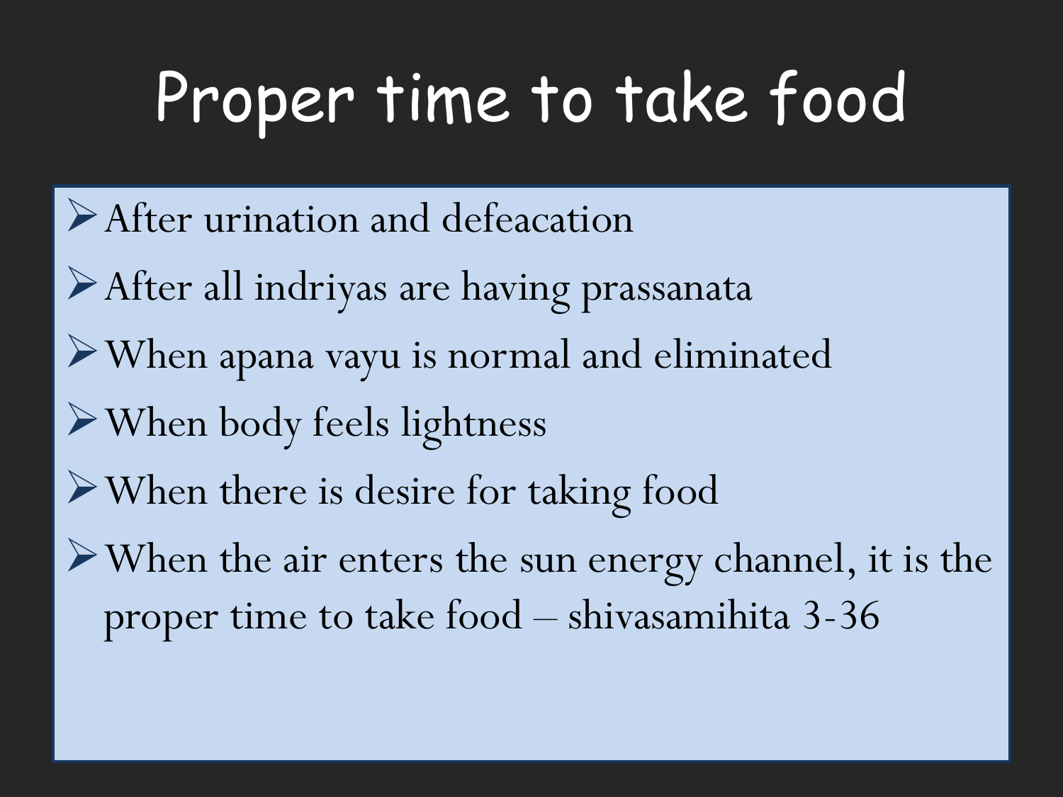# Proper time to take food

- After urination and defeacation
- After all indriyas are having prassanata
- When apana vayu is normal and eliminated
- When body feels lightness
- When there is desire for taking food
- When the air enters the sun energy channel, it is the proper time to take food – shivasamihita 3-36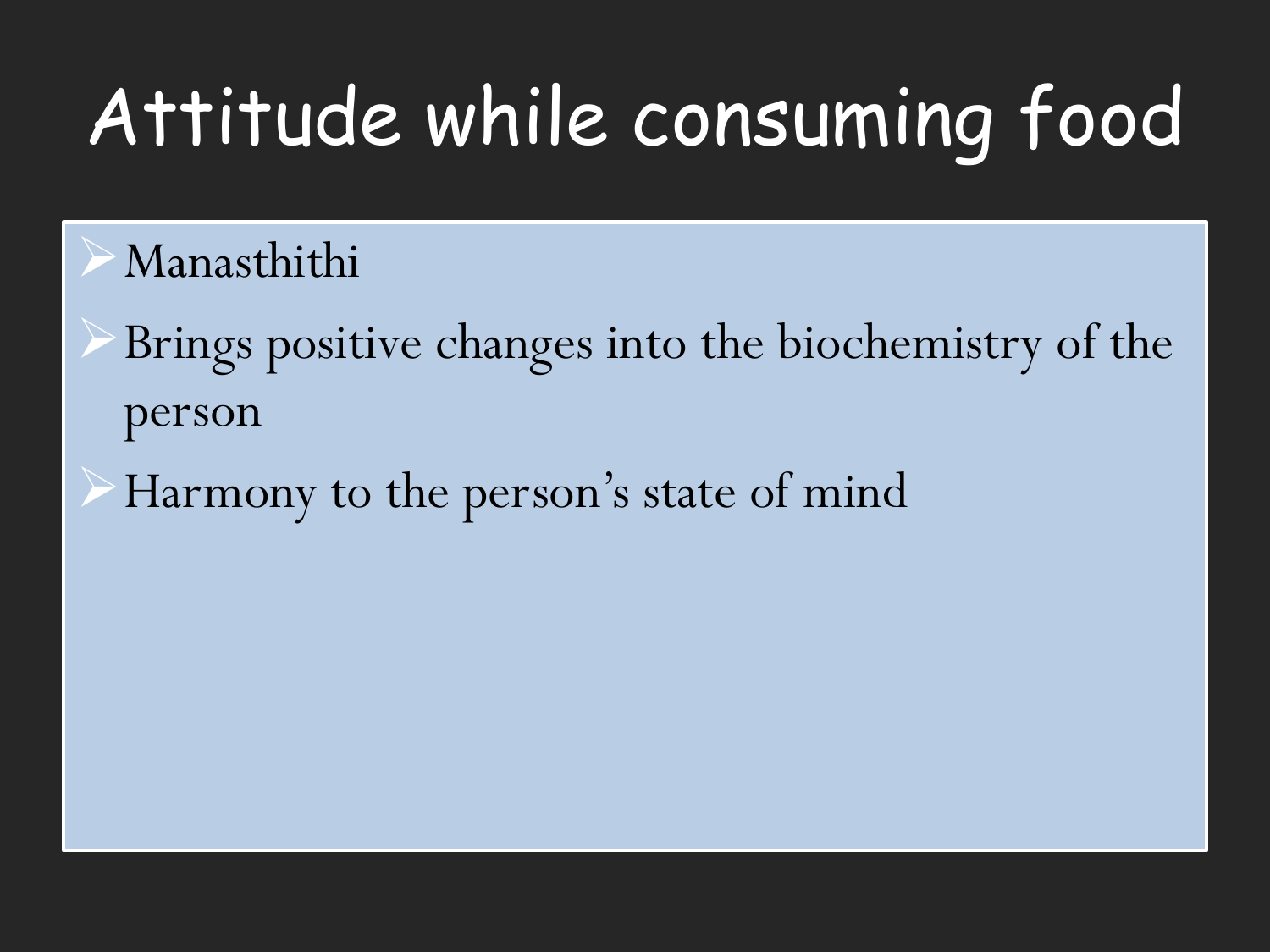# Attitude while consuming food

- Manasthithi
- Brings positive changes into the biochemistry of the person
- Harmony to the person's state of mind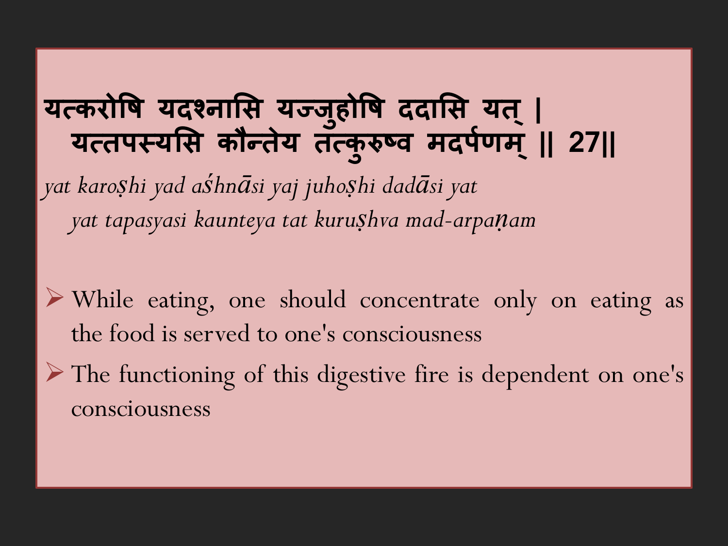**यत्करोषि यदश्नासि यज्जुहोषि ददासि यत् |**
**यत्तपस्यसि कौन्तेय तत्कुरुष्व मदर्पणम् || 27||**

*yat karoṣhi yad aśhnāsi yaj juhoṣhi dadāsi yat*
*yat tapasyasi kaunteya tat kuruṣhva mad-arpaṇam*

- While eating, one should concentrate only on eating as the food is served to one's consciousness
- The functioning of this digestive fire is dependent on one's consciousness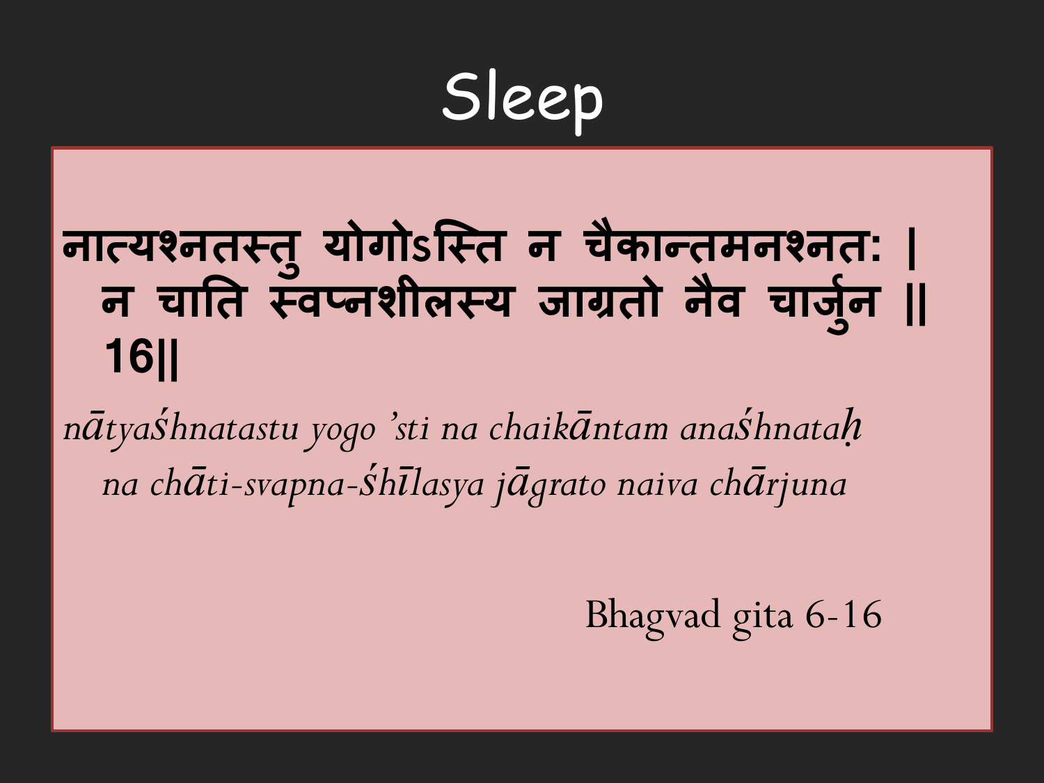# Sleep

**नात्यश्नतस्तु योगोऽस्ति न चैकान्तमनश्नत: | न चाति स्वप्नशीलस्य जाग्रतो नैव चार्जुन || 16||**

*nātyaśhnatastu yogo 'sti na chaikāntam anaśhnataḥ*
*na chāti-svapna-śhīlasya jāgrato naiva chārjuna*

Bhagvad gita 6-16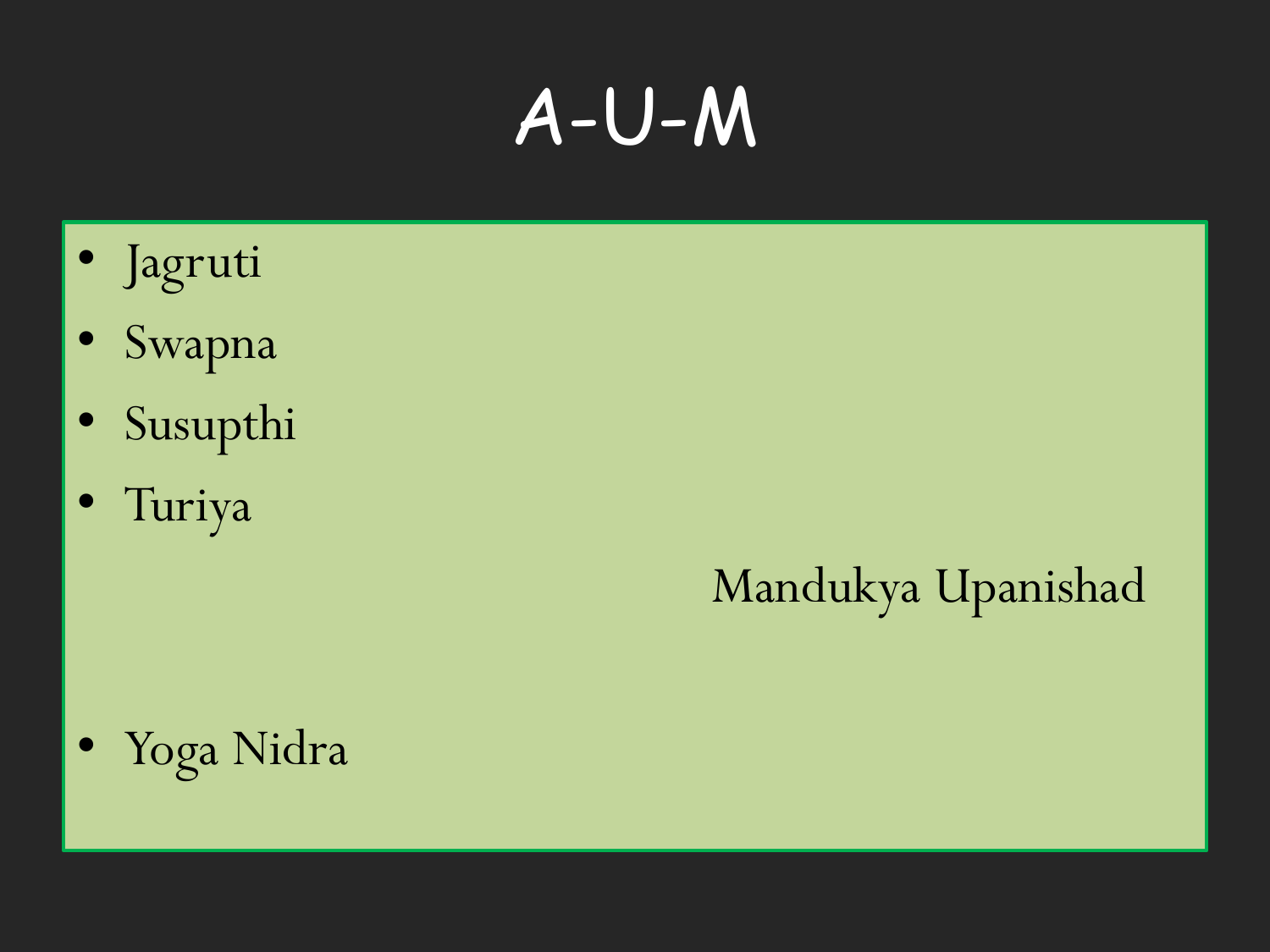# A-U-M

- Jagruti
- Swapna
- Susupthi
- Turiya

Mandukya Upanishad

- Yoga Nidra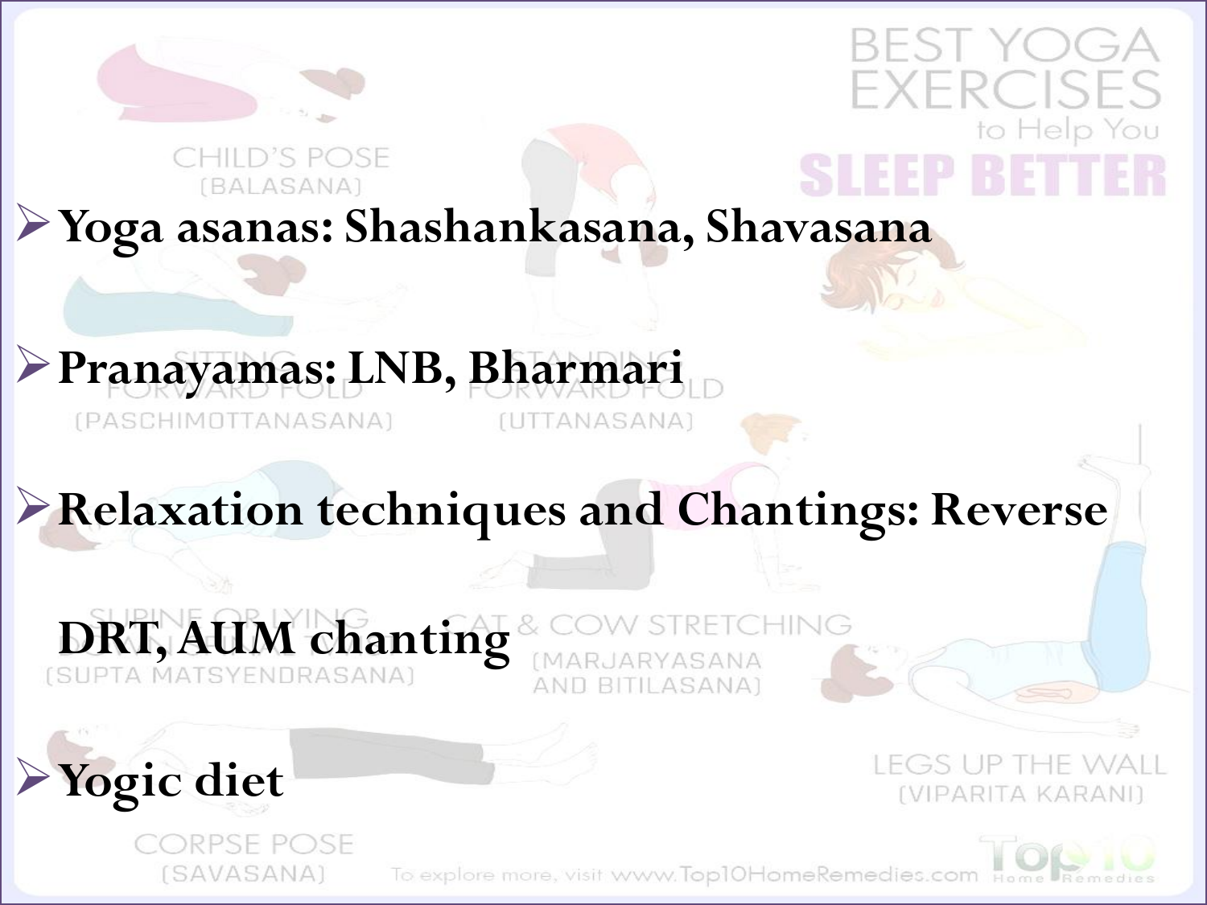- **Yoga asanas: Shashankasana, Shavasana**
- **Pranayamas: LNB, Bharmari**
- **Relaxation techniques and Chantings: Reverse DRT, AUM chanting**
- **Yogic diet**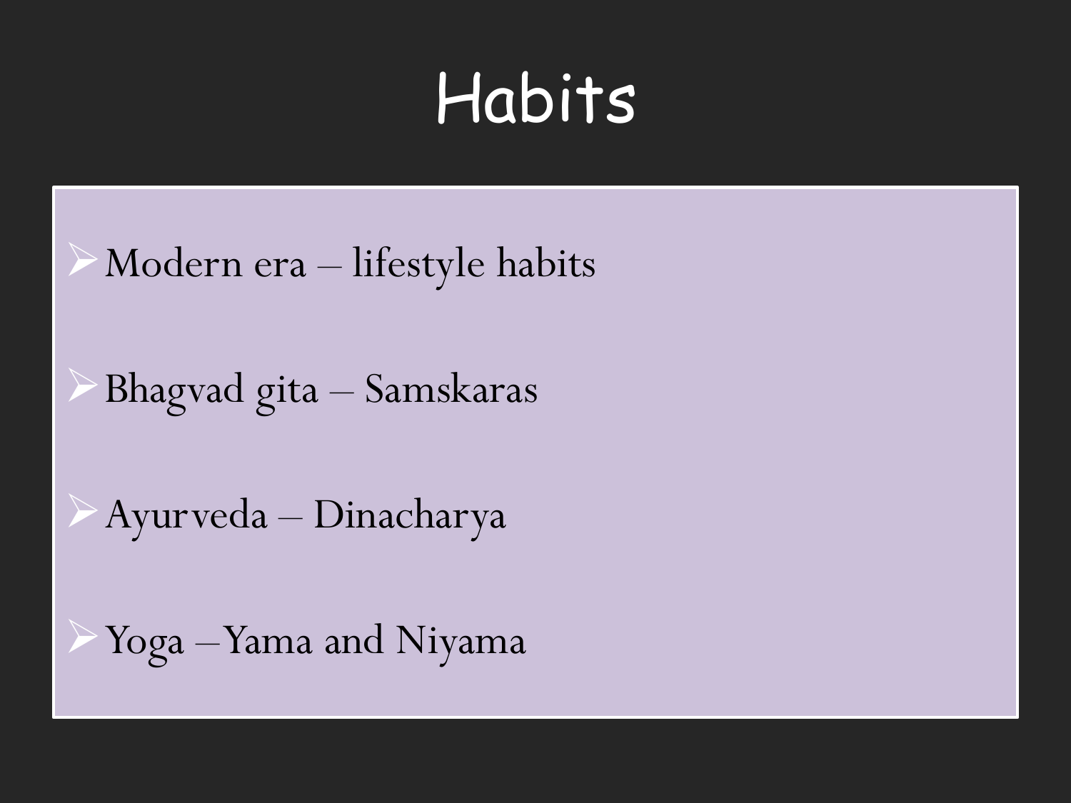# Habits

- Modern era – lifestyle habits
- Bhagvad gita – Samskaras
- Ayurveda – Dinacharya
- Yoga –Yama and Niyama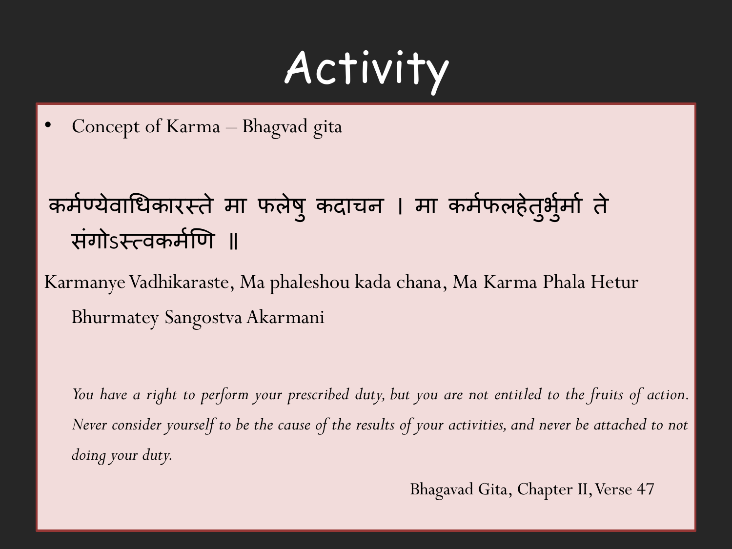# Activity

- Concept of Karma – Bhagvad gita

कर्मण्येवाधिकारस्ते मा फलेषु कदाचन । मा कर्मफलहेतुर्भुर्मा ते संगोऽस्त्वकर्मणि ॥

Karmanye Vadhikaraste, Ma phaleshou kada chana, Ma Karma Phala Hetur Bhurmatey Sangostva Akarmani

*You have a right to perform your prescribed duty, but you are not entitled to the fruits of action. Never consider yourself to be the cause of the results of your activities, and never be attached to not doing your duty.*

Bhagavad Gita, Chapter II, Verse 47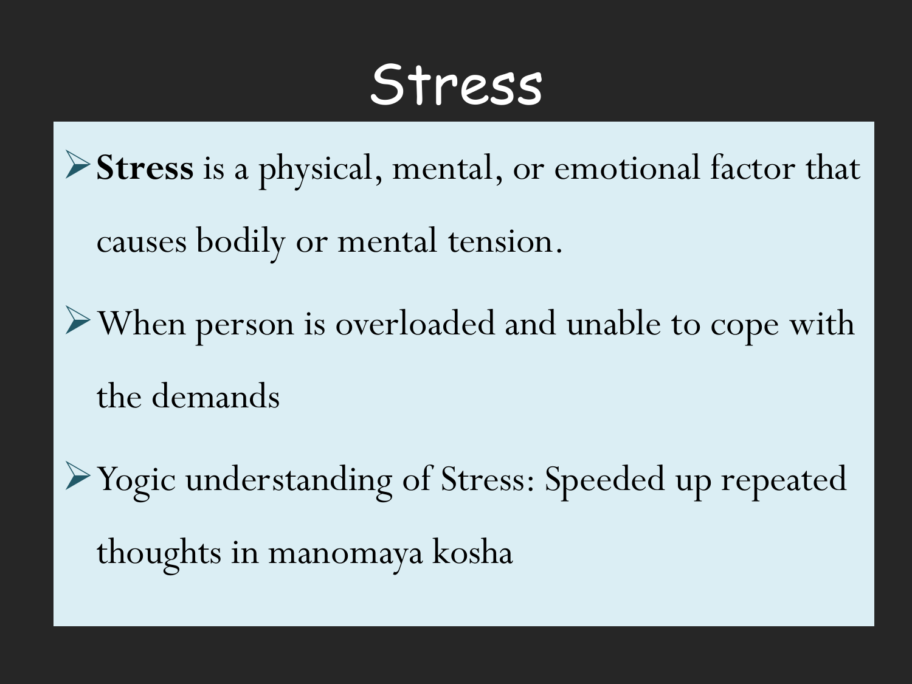# Stress

- **Stress** is a physical, mental, or emotional factor that causes bodily or mental tension.
- When person is overloaded and unable to cope with the demands
- Yogic understanding of Stress: Speeded up repeated thoughts in manomaya kosha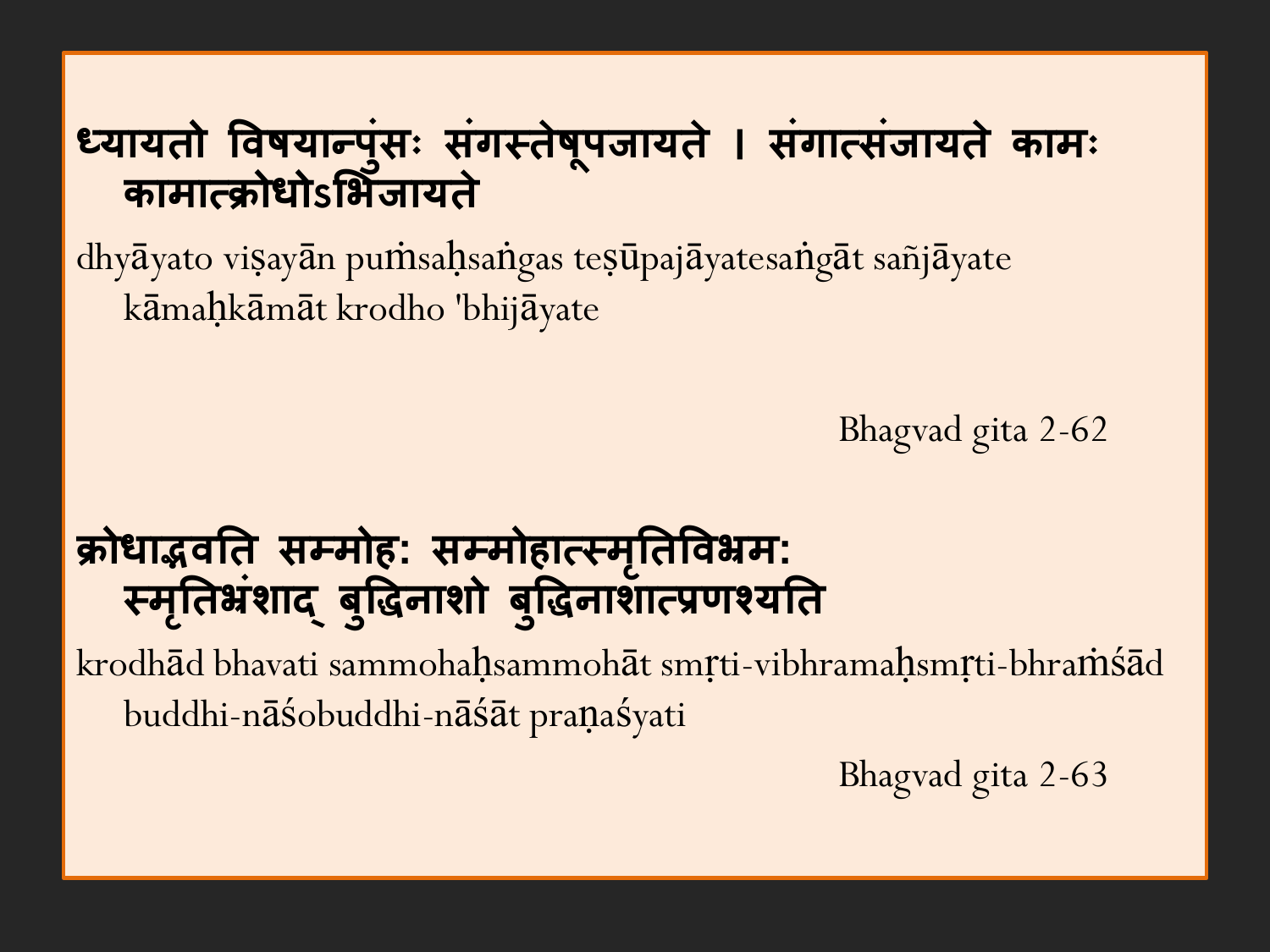**ध्यायतो विषयान्पुंसः संगस्तेषूपजायते । संगात्संजायते कामः कामात्क्रोधोऽभिजायते**

dhyāyato viṣayān puṁsaḥsaṅgas teṣūpajāyatesaṅgāt sañjāyate kāmaḥkāmāt krodho 'bhijāyate

Bhagvad gita 2-62

**क्रोधाद्भवति सम्मोह: सम्मोहात्स्मृतिविभ्रम: स्मृतिभ्रंशाद् बुद्धिनाशो बुद्धिनाशात्प्रणश्यति**

krodhād bhavati sammohaḥsammohāt smṛti-vibhramaḥsmṛti-bhraṁśād buddhi-nāśobuddhi-nāśāt praṇaśyati

Bhagvad gita 2-63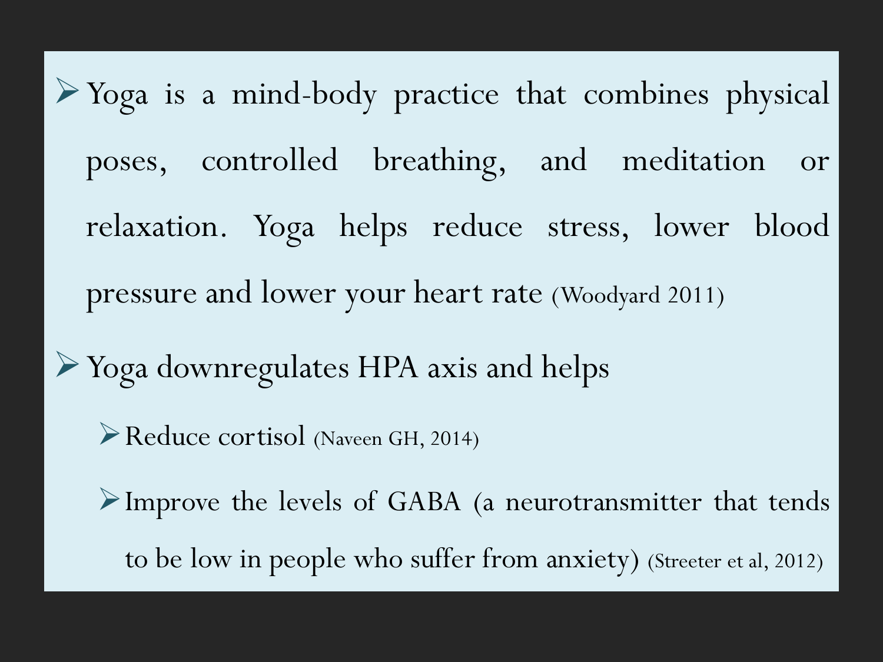- Yoga is a mind-body practice that combines physical poses, controlled breathing, and meditation or relaxation. Yoga helps reduce stress, lower blood pressure and lower your heart rate (Woodyard 2011)
- Yoga downregulates HPA axis and helps
  - Reduce cortisol (Naveen GH, 2014)
  - Improve the levels of GABA (a neurotransmitter that tends to be low in people who suffer from anxiety) (Streeter et al, 2012)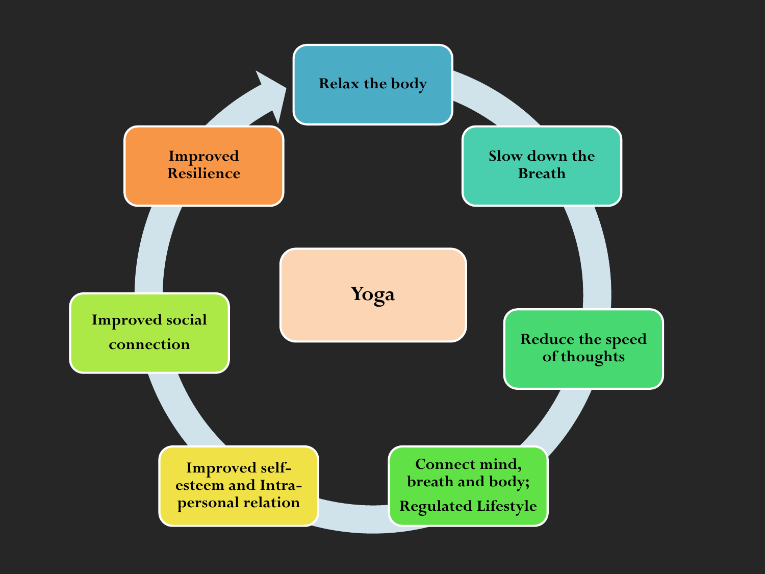**Yoga**

- Relax the body
- Slow down the Breath
- Reduce the speed of thoughts
- Connect mind, breath and body; Regulated Lifestyle
- Improved self-esteem and Intra-personal relation
- Improved social connection
- Improved Resilience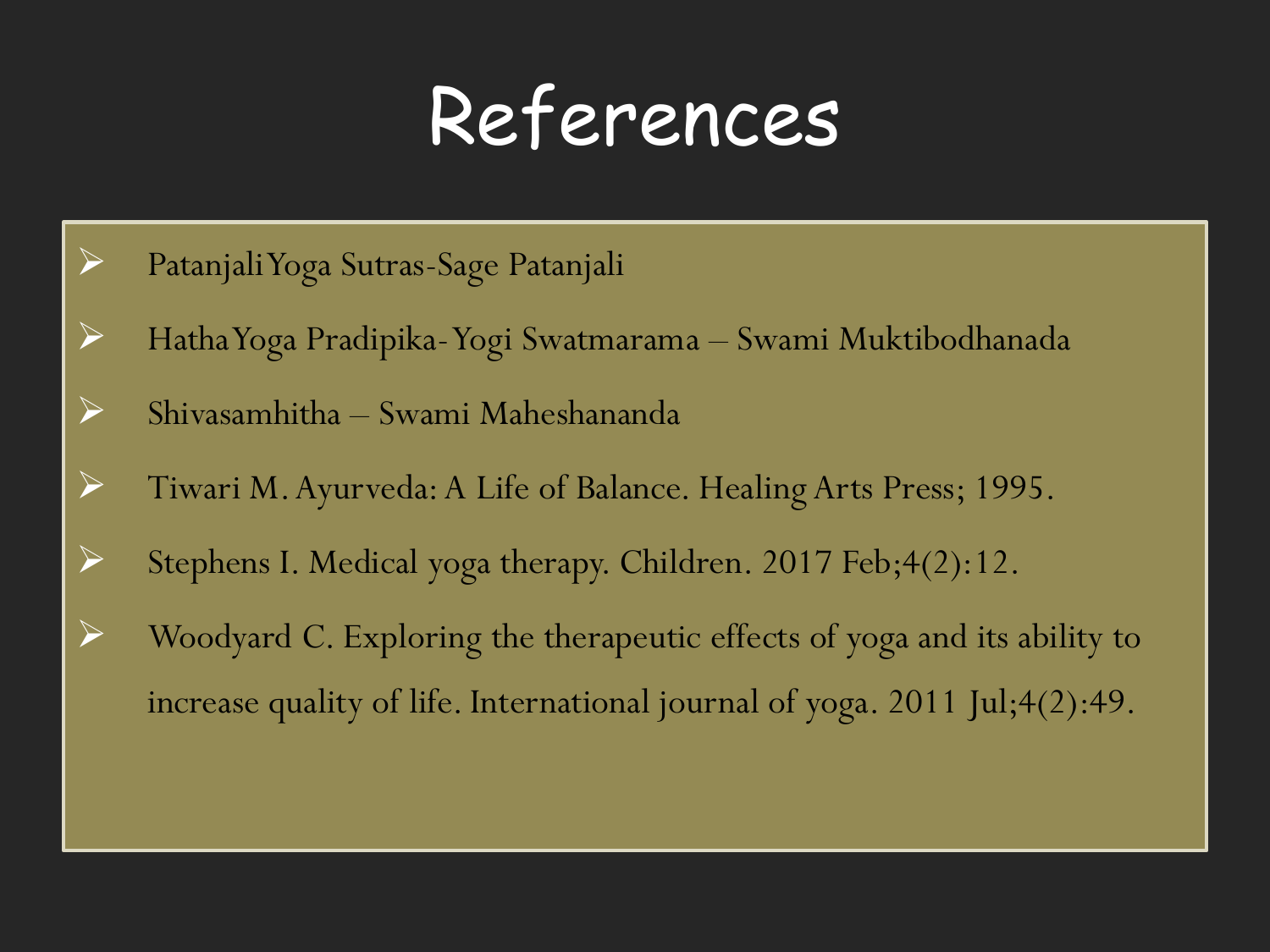# References

- Patanjali Yoga Sutras-Sage Patanjali
- Hatha Yoga Pradipika- Yogi Swatmarama – Swami Muktibodhanada
- Shivasamhitha – Swami Maheshananda
- Tiwari M. Ayurveda: A Life of Balance. Healing Arts Press; 1995.
- Stephens I. Medical yoga therapy. Children. 2017 Feb;4(2):12.
- Woodyard C. Exploring the therapeutic effects of yoga and its ability to increase quality of life. International journal of yoga. 2011 Jul;4(2):49.